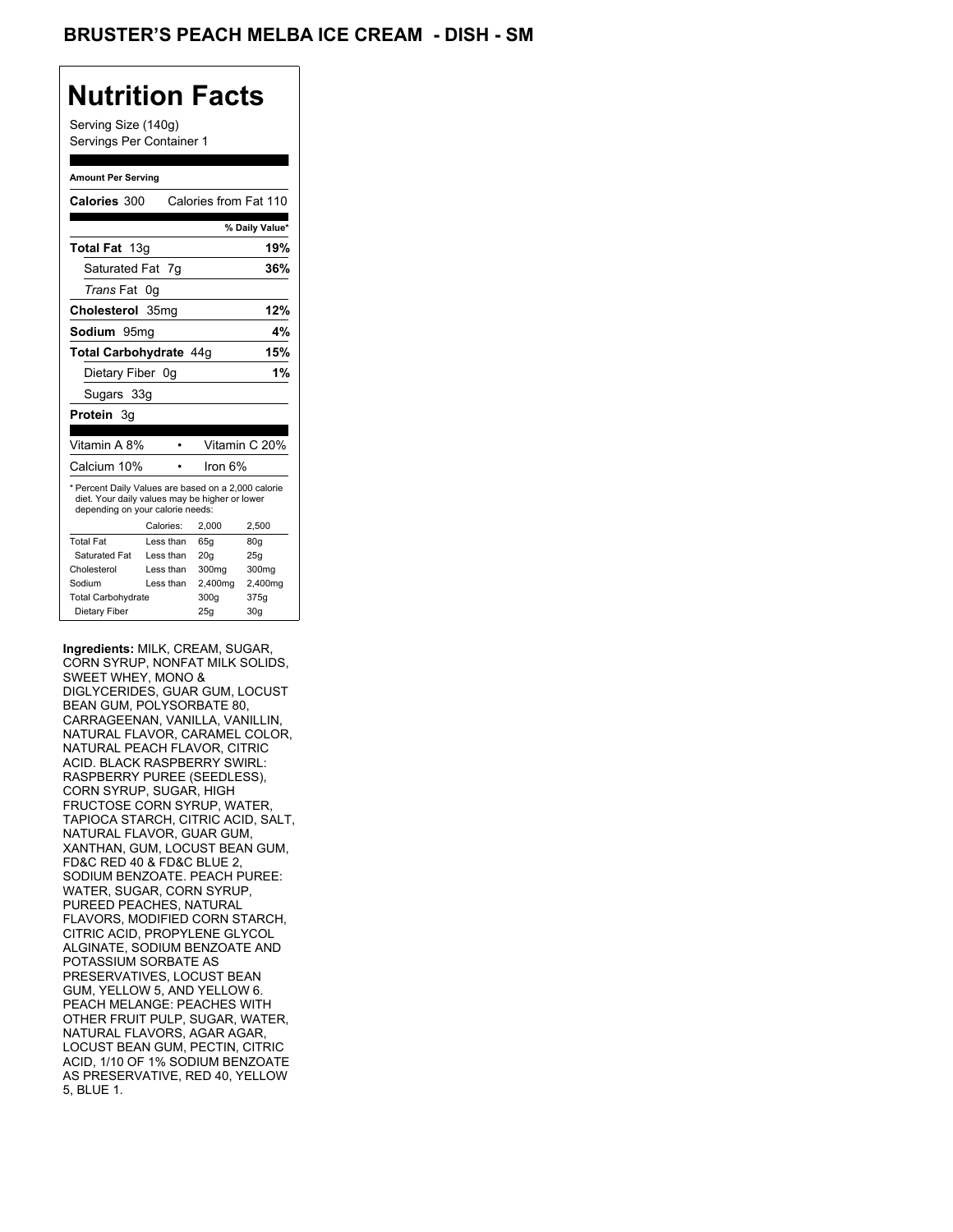# BRUSTER'S PEACH MELBA ICE CREAM - DISH - SM

## Nutrition Facts

Serving Size (140g)
Servings Per Container 1

**Amount Per Serving**

**Calories** 300 Calories from Fat 110

| | % Daily Value* |
|---|---|
| **Total Fat** 13g | **19%** |
| Saturated Fat 7g | **36%** |
| *Trans* Fat 0g | |
| **Cholesterol** 35mg | **12%** |
| **Sodium** 95mg | **4%** |
| **Total Carbohydrate** 44g | **15%** |
| Dietary Fiber 0g | **1%** |
| Sugars 33g | |
| **Protein** 3g | |

| | |
|---|---|
| Vitamin A 8% | Vitamin C 20% |
| Calcium 10% | Iron 6% |

* Percent Daily Values are based on a 2,000 calorie diet. Your daily values may be higher or lower depending on your calorie needs:

| | Calories: | 2,000 | 2,500 |
|---|---|---|---|
| Total Fat | Less than | 65g | 80g |
| Saturated Fat | Less than | 20g | 25g |
| Cholesterol | Less than | 300mg | 300mg |
| Sodium | Less than | 2,400mg | 2,400mg |
| Total Carbohydrate | | 300g | 375g |
| Dietary Fiber | | 25g | 30g |

**Ingredients:** MILK, CREAM, SUGAR, CORN SYRUP, NONFAT MILK SOLIDS, SWEET WHEY, MONO & DIGLYCERIDES, GUAR GUM, LOCUST BEAN GUM, POLYSORBATE 80, CARRAGEENAN, VANILLA, VANILLIN, NATURAL FLAVOR, CARAMEL COLOR, NATURAL PEACH FLAVOR, CITRIC ACID. BLACK RASPBERRY SWIRL: RASPBERRY PUREE (SEEDLESS), CORN SYRUP, SUGAR, HIGH FRUCTOSE CORN SYRUP, WATER, TAPIOCA STARCH, CITRIC ACID, SALT, NATURAL FLAVOR, GUAR GUM, XANTHAN, GUM, LOCUST BEAN GUM, FD&C RED 40 & FD&C BLUE 2, SODIUM BENZOATE. PEACH PUREE: WATER, SUGAR, CORN SYRUP, PUREED PEACHES, NATURAL FLAVORS, MODIFIED CORN STARCH, CITRIC ACID, PROPYLENE GLYCOL ALGINATE, SODIUM BENZOATE AND POTASSIUM SORBATE AS PRESERVATIVES, LOCUST BEAN GUM, YELLOW 5, AND YELLOW 6. PEACH MELANGE: PEACHES WITH OTHER FRUIT PULP, SUGAR, WATER, NATURAL FLAVORS, AGAR AGAR, LOCUST BEAN GUM, PECTIN, CITRIC ACID, 1/10 OF 1% SODIUM BENZOATE AS PRESERVATIVE, RED 40, YELLOW 5, BLUE 1.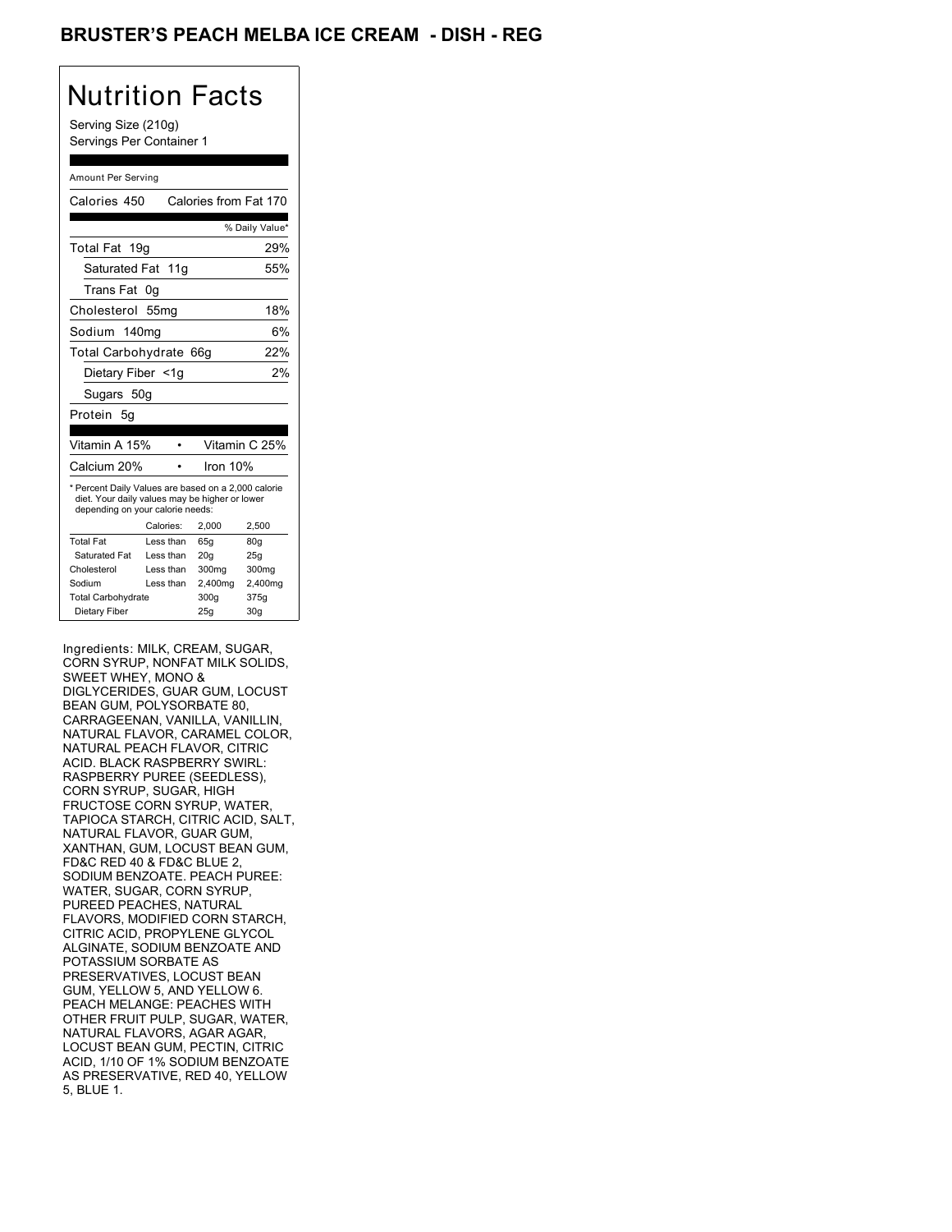# BRUSTER'S PEACH MELBA ICE CREAM - DISH - REG

## Nutrition Facts

Serving Size (210g)
Servings Per Container 1

Amount Per Serving

| | |
|---|---|
| Calories 450 | Calories from Fat 170 |
| | % Daily Value* |
| Total Fat 19g | 29% |
| Saturated Fat 11g | 55% |
| Trans Fat 0g | |
| Cholesterol 55mg | 18% |
| Sodium 140mg | 6% |
| Total Carbohydrate 66g | 22% |
| Dietary Fiber <1g | 2% |
| Sugars 50g | |
| Protein 5g | |

| | |
|---|---|
| Vitamin A 15% | Vitamin C 25% |
| Calcium 20% | Iron 10% |

* Percent Daily Values are based on a 2,000 calorie diet. Your daily values may be higher or lower depending on your calorie needs:

| | Calories: | 2,000 | 2,500 |
|---|---|---|---|
| Total Fat | Less than | 65g | 80g |
| Saturated Fat | Less than | 20g | 25g |
| Cholesterol | Less than | 300mg | 300mg |
| Sodium | Less than | 2,400mg | 2,400mg |
| Total Carbohydrate | | 300g | 375g |
| Dietary Fiber | | 25g | 30g |

Ingredients: MILK, CREAM, SUGAR, CORN SYRUP, NONFAT MILK SOLIDS, SWEET WHEY, MONO & DIGLYCERIDES, GUAR GUM, LOCUST BEAN GUM, POLYSORBATE 80, CARRAGEENAN, VANILLA, VANILLIN, NATURAL FLAVOR, CARAMEL COLOR, NATURAL PEACH FLAVOR, CITRIC ACID. BLACK RASPBERRY SWIRL: RASPBERRY PUREE (SEEDLESS), CORN SYRUP, SUGAR, HIGH FRUCTOSE CORN SYRUP, WATER, TAPIOCA STARCH, CITRIC ACID, SALT, NATURAL FLAVOR, GUAR GUM, XANTHAN, GUM, LOCUST BEAN GUM, FD&C RED 40 & FD&C BLUE 2, SODIUM BENZOATE. PEACH PUREE: WATER, SUGAR, CORN SYRUP, PUREED PEACHES, NATURAL FLAVORS, MODIFIED CORN STARCH, CITRIC ACID, PROPYLENE GLYCOL ALGINATE, SODIUM BENZOATE AND POTASSIUM SORBATE AS PRESERVATIVES, LOCUST BEAN GUM, YELLOW 5, AND YELLOW 6. PEACH MELANGE: PEACHES WITH OTHER FRUIT PULP, SUGAR, WATER, NATURAL FLAVORS, AGAR AGAR, LOCUST BEAN GUM, PECTIN, CITRIC ACID, 1/10 OF 1% SODIUM BENZOATE AS PRESERVATIVE, RED 40, YELLOW 5, BLUE 1.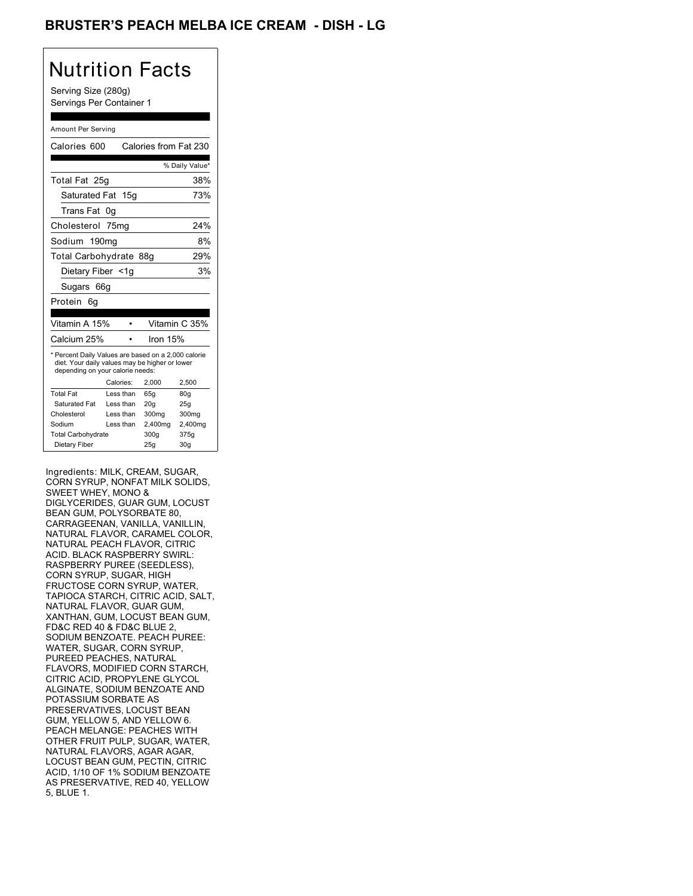# BRUSTER'S PEACH MELBA ICE CREAM - DISH - LG

## Nutrition Facts

Serving Size (280g)
Servings Per Container 1

Amount Per Serving

| | |
|---|---|
| Calories 600 | Calories from Fat 230 |
| | % Daily Value* |
| Total Fat 25g | 38% |
| Saturated Fat 15g | 73% |
| Trans Fat 0g | |
| Cholesterol 75mg | 24% |
| Sodium 190mg | 8% |
| Total Carbohydrate 88g | 29% |
| Dietary Fiber <1g | 3% |
| Sugars 66g | |
| Protein 6g | |

| | |
|---|---|
| Vitamin A 15% | Vitamin C 35% |
| Calcium 25% | Iron 15% |

* Percent Daily Values are based on a 2,000 calorie diet. Your daily values may be higher or lower depending on your calorie needs:

| | Calories: | 2,000 | 2,500 |
|---|---|---|---|
| Total Fat | Less than | 65g | 80g |
| Saturated Fat | Less than | 20g | 25g |
| Cholesterol | Less than | 300mg | 300mg |
| Sodium | Less than | 2,400mg | 2,400mg |
| Total Carbohydrate | | 300g | 375g |
| Dietary Fiber | | 25g | 30g |

Ingredients: MILK, CREAM, SUGAR, CORN SYRUP, NONFAT MILK SOLIDS, SWEET WHEY, MONO & DIGLYCERIDES, GUAR GUM, LOCUST BEAN GUM, POLYSORBATE 80, CARRAGEENAN, VANILLA, VANILLIN, NATURAL FLAVOR, CARAMEL COLOR, NATURAL PEACH FLAVOR, CITRIC ACID. BLACK RASPBERRY SWIRL: RASPBERRY PUREE (SEEDLESS), CORN SYRUP, SUGAR, HIGH FRUCTOSE CORN SYRUP, WATER, TAPIOCA STARCH, CITRIC ACID, SALT, NATURAL FLAVOR, GUAR GUM, XANTHAN, GUM, LOCUST BEAN GUM, FD&C RED 40 & FD&C BLUE 2, SODIUM BENZOATE. PEACH PUREE: WATER, SUGAR, CORN SYRUP, PUREED PEACHES, NATURAL FLAVORS, MODIFIED CORN STARCH, CITRIC ACID, PROPYLENE GLYCOL ALGINATE, SODIUM BENZOATE AND POTASSIUM SORBATE AS PRESERVATIVES, LOCUST BEAN GUM, YELLOW 5, AND YELLOW 6. PEACH MELANGE: PEACHES WITH OTHER FRUIT PULP, SUGAR, WATER, NATURAL FLAVORS, AGAR AGAR, LOCUST BEAN GUM, PECTIN, CITRIC ACID, 1/10 OF 1% SODIUM BENZOATE AS PRESERVATIVE, RED 40, YELLOW 5, BLUE 1.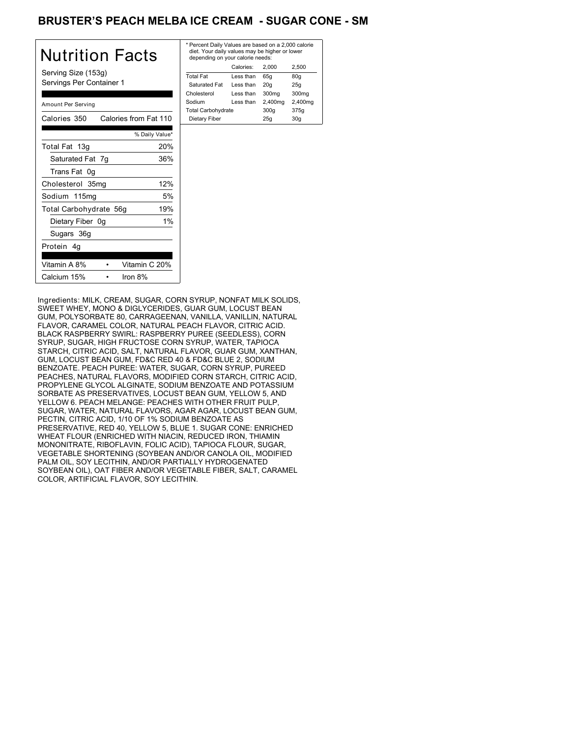# BRUSTER'S PEACH MELBA ICE CREAM - SUGAR CONE - SM

## Nutrition Facts

Serving Size (153g)
Servings Per Container 1

| Amount Per Serving | |
|---|---|
| Calories 350 | Calories from Fat 110 |
| | % Daily Value* |
| Total Fat 13g | 20% |
| Saturated Fat 7g | 36% |
| Trans Fat 0g | |
| Cholesterol 35mg | 12% |
| Sodium 115mg | 5% |
| Total Carbohydrate 56g | 19% |
| Dietary Fiber 0g | 1% |
| Sugars 36g | |
| Protein 4g | |

| | |
|---|---|
| Vitamin A 8% | Vitamin C 20% |
| Calcium 15% | Iron 8% |

* Percent Daily Values are based on a 2,000 calorie diet. Your daily values may be higher or lower depending on your calorie needs:

| | Calories: | 2,000 | 2,500 |
|---|---|---|---|
| Total Fat | Less than | 65g | 80g |
| Saturated Fat | Less than | 20g | 25g |
| Cholesterol | Less than | 300mg | 300mg |
| Sodium | Less than | 2,400mg | 2,400mg |
| Total Carbohydrate | | 300g | 375g |
| Dietary Fiber | | 25g | 30g |

Ingredients: MILK, CREAM, SUGAR, CORN SYRUP, NONFAT MILK SOLIDS, SWEET WHEY, MONO & DIGLYCERIDES, GUAR GUM, LOCUST BEAN GUM, POLYSORBATE 80, CARRAGEENAN, VANILLA, VANILLIN, NATURAL FLAVOR, CARAMEL COLOR, NATURAL PEACH FLAVOR, CITRIC ACID. BLACK RASPBERRY SWIRL: RASPBERRY PUREE (SEEDLESS), CORN SYRUP, SUGAR, HIGH FRUCTOSE CORN SYRUP, WATER, TAPIOCA STARCH, CITRIC ACID, SALT, NATURAL FLAVOR, GUAR GUM, XANTHAN, GUM, LOCUST BEAN GUM, FD&C RED 40 & FD&C BLUE 2, SODIUM BENZOATE. PEACH PUREE: WATER, SUGAR, CORN SYRUP, PUREED PEACHES, NATURAL FLAVORS, MODIFIED CORN STARCH, CITRIC ACID, PROPYLENE GLYCOL ALGINATE, SODIUM BENZOATE AND POTASSIUM SORBATE AS PRESERVATIVES, LOCUST BEAN GUM, YELLOW 5, AND YELLOW 6. PEACH MELANGE: PEACHES WITH OTHER FRUIT PULP, SUGAR, WATER, NATURAL FLAVORS, AGAR AGAR, LOCUST BEAN GUM, PECTIN, CITRIC ACID, 1/10 OF 1% SODIUM BENZOATE AS PRESERVATIVE, RED 40, YELLOW 5, BLUE 1. SUGAR CONE: ENRICHED WHEAT FLOUR (ENRICHED WITH NIACIN, REDUCED IRON, THIAMIN MONONITRATE, RIBOFLAVIN, FOLIC ACID), TAPIOCA FLOUR, SUGAR, VEGETABLE SHORTENING (SOYBEAN AND/OR CANOLA OIL, MODIFIED PALM OIL, SOY LECITHIN, AND/OR PARTIALLY HYDROGENATED SOYBEAN OIL), OAT FIBER AND/OR VEGETABLE FIBER, SALT, CARAMEL COLOR, ARTIFICIAL FLAVOR, SOY LECITHIN.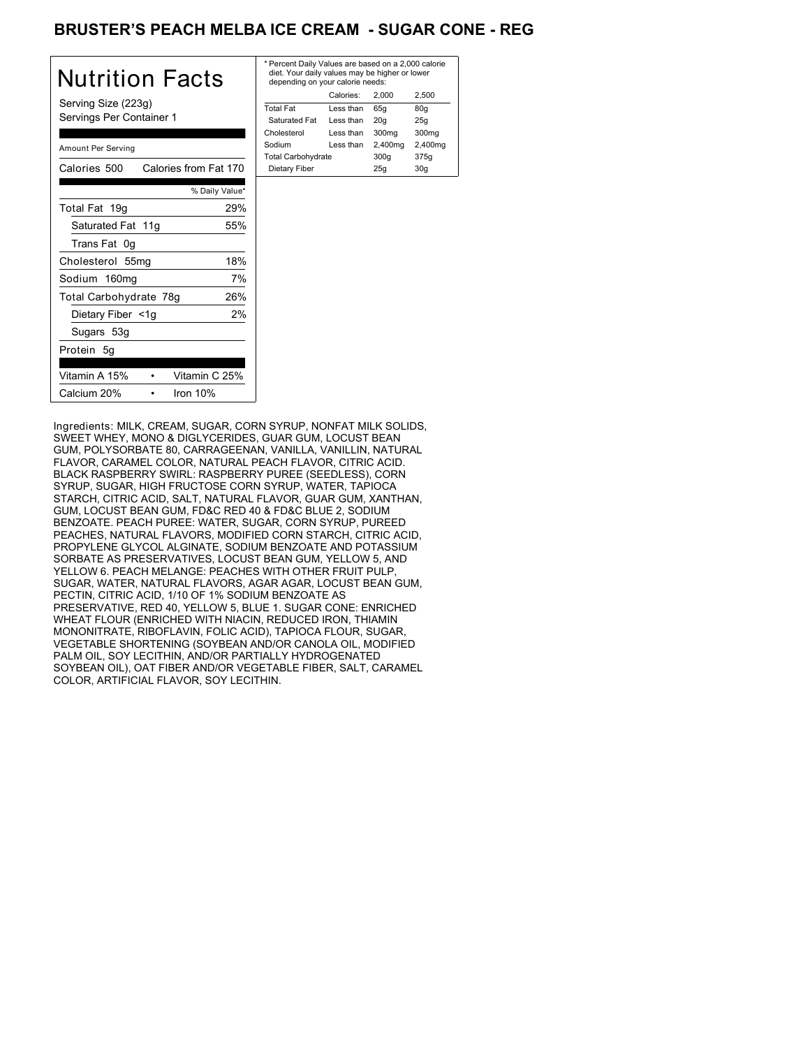## BRUSTER'S PEACH MELBA ICE CREAM - SUGAR CONE - REG

# Nutrition Facts

Serving Size (223g)
Servings Per Container 1

Amount Per Serving

| Calories 500 | Calories from Fat 170 |
|---|---|
| | % Daily Value* |
| Total Fat 19g | 29% |
| Saturated Fat 11g | 55% |
| Trans Fat 0g | |
| Cholesterol 55mg | 18% |
| Sodium 160mg | 7% |
| Total Carbohydrate 78g | 26% |
| Dietary Fiber <1g | 2% |
| Sugars 53g | |
| Protein 5g | |

| Vitamin A 15% | Vitamin C 25% |
|---|---|
| Calcium 20% | Iron 10% |

* Percent Daily Values are based on a 2,000 calorie diet. Your daily values may be higher or lower depending on your calorie needs:

| | Calories: | 2,000 | 2,500 |
|---|---|---|---|
| Total Fat | Less than | 65g | 80g |
| Saturated Fat | Less than | 20g | 25g |
| Cholesterol | Less than | 300mg | 300mg |
| Sodium | Less than | 2,400mg | 2,400mg |
| Total Carbohydrate | | 300g | 375g |
| Dietary Fiber | | 25g | 30g |

Ingredients: MILK, CREAM, SUGAR, CORN SYRUP, NONFAT MILK SOLIDS, SWEET WHEY, MONO & DIGLYCERIDES, GUAR GUM, LOCUST BEAN GUM, POLYSORBATE 80, CARRAGEENAN, VANILLA, VANILLIN, NATURAL FLAVOR, CARAMEL COLOR, NATURAL PEACH FLAVOR, CITRIC ACID. BLACK RASPBERRY SWIRL: RASPBERRY PUREE (SEEDLESS), CORN SYRUP, SUGAR, HIGH FRUCTOSE CORN SYRUP, WATER, TAPIOCA STARCH, CITRIC ACID, SALT, NATURAL FLAVOR, GUAR GUM, XANTHAN, GUM, LOCUST BEAN GUM, FD&C RED 40 & FD&C BLUE 2, SODIUM BENZOATE. PEACH PUREE: WATER, SUGAR, CORN SYRUP, PUREED PEACHES, NATURAL FLAVORS, MODIFIED CORN STARCH, CITRIC ACID, PROPYLENE GLYCOL ALGINATE, SODIUM BENZOATE AND POTASSIUM SORBATE AS PRESERVATIVES, LOCUST BEAN GUM, YELLOW 5, AND YELLOW 6. PEACH MELANGE: PEACHES WITH OTHER FRUIT PULP, SUGAR, WATER, NATURAL FLAVORS, AGAR AGAR, LOCUST BEAN GUM, PECTIN, CITRIC ACID, 1/10 OF 1% SODIUM BENZOATE AS PRESERVATIVE, RED 40, YELLOW 5, BLUE 1. SUGAR CONE: ENRICHED WHEAT FLOUR (ENRICHED WITH NIACIN, REDUCED IRON, THIAMIN MONONITRATE, RIBOFLAVIN, FOLIC ACID), TAPIOCA FLOUR, SUGAR, VEGETABLE SHORTENING (SOYBEAN AND/OR CANOLA OIL, MODIFIED PALM OIL, SOY LECITHIN, AND/OR PARTIALLY HYDROGENATED SOYBEAN OIL), OAT FIBER AND/OR VEGETABLE FIBER, SALT, CARAMEL COLOR, ARTIFICIAL FLAVOR, SOY LECITHIN.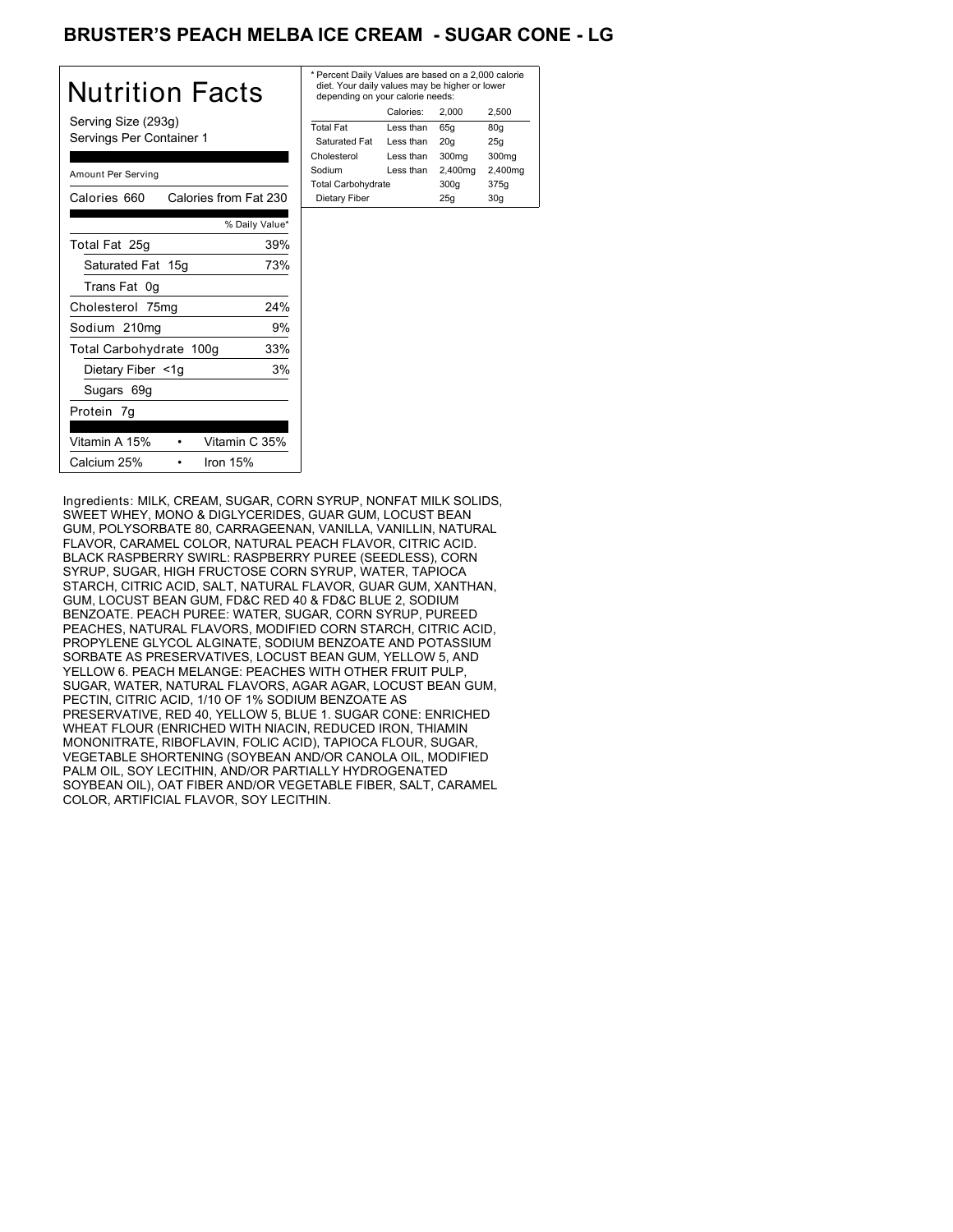# BRUSTER'S PEACH MELBA ICE CREAM - SUGAR CONE - LG

## Nutrition Facts

Serving Size (293g)
Servings Per Container 1

Amount Per Serving

| | |
|---|---|
| Calories 660 | Calories from Fat 230 |
| | % Daily Value* |
| Total Fat 25g | 39% |
| Saturated Fat 15g | 73% |
| Trans Fat 0g | |
| Cholesterol 75mg | 24% |
| Sodium 210mg | 9% |
| Total Carbohydrate 100g | 33% |
| Dietary Fiber <1g | 3% |
| Sugars 69g | |
| Protein 7g | |

| | |
|---|---|
| Vitamin A 15% | Vitamin C 35% |
| Calcium 25% | Iron 15% |

* Percent Daily Values are based on a 2,000 calorie diet. Your daily values may be higher or lower depending on your calorie needs:

| | Calories: | 2,000 | 2,500 |
|---|---|---|---|
| Total Fat | Less than | 65g | 80g |
| Saturated Fat | Less than | 20g | 25g |
| Cholesterol | Less than | 300mg | 300mg |
| Sodium | Less than | 2,400mg | 2,400mg |
| Total Carbohydrate | | 300g | 375g |
| Dietary Fiber | | 25g | 30g |

Ingredients: MILK, CREAM, SUGAR, CORN SYRUP, NONFAT MILK SOLIDS, SWEET WHEY, MONO & DIGLYCERIDES, GUAR GUM, LOCUST BEAN GUM, POLYSORBATE 80, CARRAGEENAN, VANILLA, VANILLIN, NATURAL FLAVOR, CARAMEL COLOR, NATURAL PEACH FLAVOR, CITRIC ACID. BLACK RASPBERRY SWIRL: RASPBERRY PUREE (SEEDLESS), CORN SYRUP, SUGAR, HIGH FRUCTOSE CORN SYRUP, WATER, TAPIOCA STARCH, CITRIC ACID, SALT, NATURAL FLAVOR, GUAR GUM, XANTHAN, GUM, LOCUST BEAN GUM, FD&C RED 40 & FD&C BLUE 2, SODIUM BENZOATE. PEACH PUREE: WATER, SUGAR, CORN SYRUP, PUREED PEACHES, NATURAL FLAVORS, MODIFIED CORN STARCH, CITRIC ACID, PROPYLENE GLYCOL ALGINATE, SODIUM BENZOATE AND POTASSIUM SORBATE AS PRESERVATIVES, LOCUST BEAN GUM, YELLOW 5, AND YELLOW 6. PEACH MELANGE: PEACHES WITH OTHER FRUIT PULP, SUGAR, WATER, NATURAL FLAVORS, AGAR AGAR, LOCUST BEAN GUM, PECTIN, CITRIC ACID, 1/10 OF 1% SODIUM BENZOATE AS PRESERVATIVE, RED 40, YELLOW 5, BLUE 1. SUGAR CONE: ENRICHED WHEAT FLOUR (ENRICHED WITH NIACIN, REDUCED IRON, THIAMIN MONONITRATE, RIBOFLAVIN, FOLIC ACID), TAPIOCA FLOUR, SUGAR, VEGETABLE SHORTENING (SOYBEAN AND/OR CANOLA OIL, MODIFIED PALM OIL, SOY LECITHIN, AND/OR PARTIALLY HYDROGENATED SOYBEAN OIL), OAT FIBER AND/OR VEGETABLE FIBER, SALT, CARAMEL COLOR, ARTIFICIAL FLAVOR, SOY LECITHIN.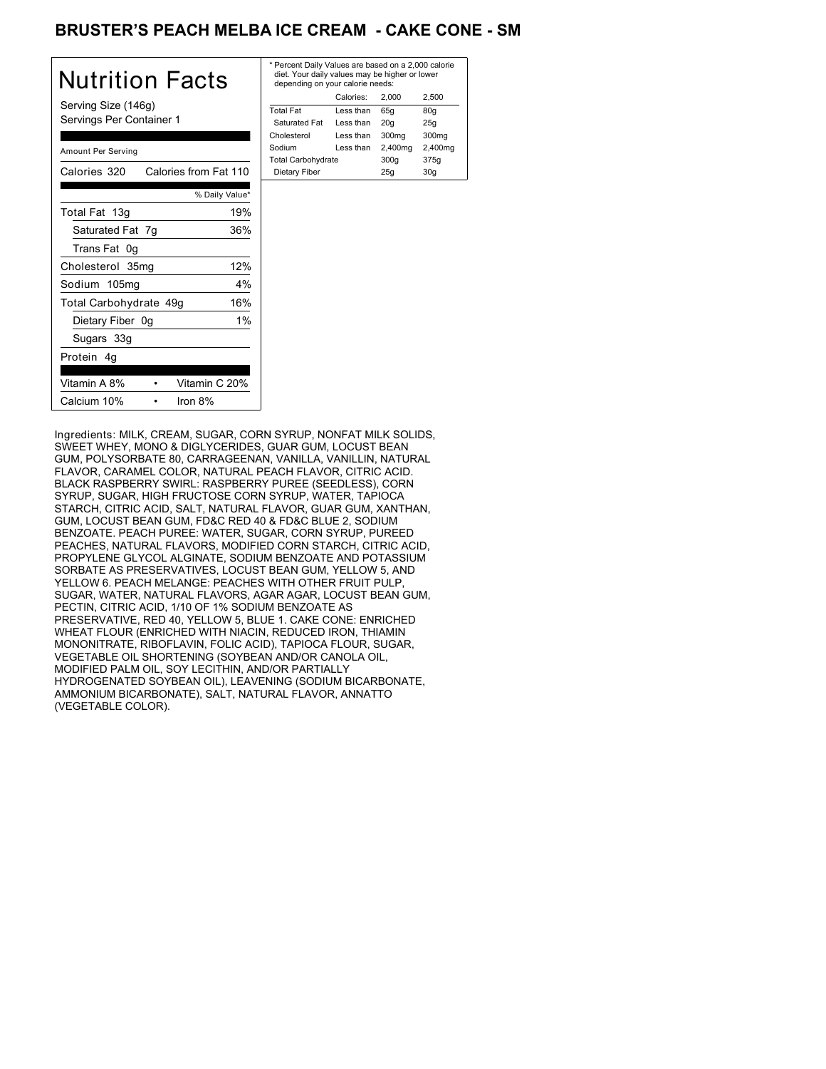# BRUSTER'S PEACH MELBA ICE CREAM - CAKE CONE - SM

## Nutrition Facts

Serving Size (146g)
Servings Per Container 1

Amount Per Serving

| | |
|---|---|
| Calories 320 | Calories from Fat 110 |
| | % Daily Value* |
| Total Fat 13g | 19% |
| Saturated Fat 7g | 36% |
| Trans Fat 0g | |
| Cholesterol 35mg | 12% |
| Sodium 105mg | 4% |
| Total Carbohydrate 49g | 16% |
| Dietary Fiber 0g | 1% |
| Sugars 33g | |
| Protein 4g | |
| Vitamin A 8% | Vitamin C 20% |
| Calcium 10% | Iron 8% |

* Percent Daily Values are based on a 2,000 calorie diet. Your daily values may be higher or lower depending on your calorie needs:

| | Calories: | 2,000 | 2,500 |
|---|---|---|---|
| Total Fat | Less than | 65g | 80g |
| Saturated Fat | Less than | 20g | 25g |
| Cholesterol | Less than | 300mg | 300mg |
| Sodium | Less than | 2,400mg | 2,400mg |
| Total Carbohydrate | | 300g | 375g |
| Dietary Fiber | | 25g | 30g |

Ingredients: MILK, CREAM, SUGAR, CORN SYRUP, NONFAT MILK SOLIDS, SWEET WHEY, MONO & DIGLYCERIDES, GUAR GUM, LOCUST BEAN GUM, POLYSORBATE 80, CARRAGEENAN, VANILLA, VANILLIN, NATURAL FLAVOR, CARAMEL COLOR, NATURAL PEACH FLAVOR, CITRIC ACID. BLACK RASPBERRY SWIRL: RASPBERRY PUREE (SEEDLESS), CORN SYRUP, SUGAR, HIGH FRUCTOSE CORN SYRUP, WATER, TAPIOCA STARCH, CITRIC ACID, SALT, NATURAL FLAVOR, GUAR GUM, XANTHAN, GUM, LOCUST BEAN GUM, FD&C RED 40 & FD&C BLUE 2, SODIUM BENZOATE. PEACH PUREE: WATER, SUGAR, CORN SYRUP, PUREED PEACHES, NATURAL FLAVORS, MODIFIED CORN STARCH, CITRIC ACID, PROPYLENE GLYCOL ALGINATE, SODIUM BENZOATE AND POTASSIUM SORBATE AS PRESERVATIVES, LOCUST BEAN GUM, YELLOW 5, AND YELLOW 6. PEACH MELANGE: PEACHES WITH OTHER FRUIT PULP, SUGAR, WATER, NATURAL FLAVORS, AGAR AGAR, LOCUST BEAN GUM, PECTIN, CITRIC ACID, 1/10 OF 1% SODIUM BENZOATE AS PRESERVATIVE, RED 40, YELLOW 5, BLUE 1. CAKE CONE: ENRICHED WHEAT FLOUR (ENRICHED WITH NIACIN, REDUCED IRON, THIAMIN MONONITRATE, RIBOFLAVIN, FOLIC ACID), TAPIOCA FLOUR, SUGAR, VEGETABLE OIL SHORTENING (SOYBEAN AND/OR CANOLA OIL, MODIFIED PALM OIL, SOY LECITHIN, AND/OR PARTIALLY HYDROGENATED SOYBEAN OIL), LEAVENING (SODIUM BICARBONATE, AMMONIUM BICARBONATE), SALT, NATURAL FLAVOR, ANNATTO (VEGETABLE COLOR).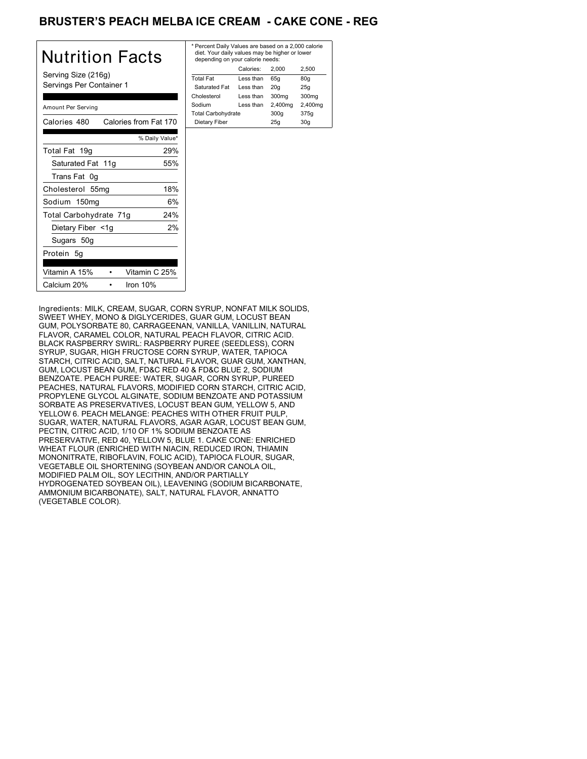# BRUSTER'S PEACH MELBA ICE CREAM - CAKE CONE - REG

## Nutrition Facts

Serving Size (216g)
Servings Per Container 1

Amount Per Serving

| | |
|---|---|
| Calories 480 | Calories from Fat 170 |
| | % Daily Value* |
| Total Fat 19g | 29% |
| Saturated Fat 11g | 55% |
| Trans Fat 0g | |
| Cholesterol 55mg | 18% |
| Sodium 150mg | 6% |
| Total Carbohydrate 71g | 24% |
| Dietary Fiber <1g | 2% |
| Sugars 50g | |
| Protein 5g | |
| Vitamin A 15% | Vitamin C 25% |
| Calcium 20% | Iron 10% |

\* Percent Daily Values are based on a 2,000 calorie diet. Your daily values may be higher or lower depending on your calorie needs:

| | Calories: | 2,000 | 2,500 |
|---|---|---|---|
| Total Fat | Less than | 65g | 80g |
| Saturated Fat | Less than | 20g | 25g |
| Cholesterol | Less than | 300mg | 300mg |
| Sodium | Less than | 2,400mg | 2,400mg |
| Total Carbohydrate | | 300g | 375g |
| Dietary Fiber | | 25g | 30g |

Ingredients: MILK, CREAM, SUGAR, CORN SYRUP, NONFAT MILK SOLIDS, SWEET WHEY, MONO & DIGLYCERIDES, GUAR GUM, LOCUST BEAN GUM, POLYSORBATE 80, CARRAGEENAN, VANILLA, VANILLIN, NATURAL FLAVOR, CARAMEL COLOR, NATURAL PEACH FLAVOR, CITRIC ACID. BLACK RASPBERRY SWIRL: RASPBERRY PUREE (SEEDLESS), CORN SYRUP, SUGAR, HIGH FRUCTOSE CORN SYRUP, WATER, TAPIOCA STARCH, CITRIC ACID, SALT, NATURAL FLAVOR, GUAR GUM, XANTHAN, GUM, LOCUST BEAN GUM, FD&C RED 40 & FD&C BLUE 2, SODIUM BENZOATE. PEACH PUREE: WATER, SUGAR, CORN SYRUP, PUREED PEACHES, NATURAL FLAVORS, MODIFIED CORN STARCH, CITRIC ACID, PROPYLENE GLYCOL ALGINATE, SODIUM BENZOATE AND POTASSIUM SORBATE AS PRESERVATIVES, LOCUST BEAN GUM, YELLOW 5, AND YELLOW 6. PEACH MELANGE: PEACHES WITH OTHER FRUIT PULP, SUGAR, WATER, NATURAL FLAVORS, AGAR AGAR, LOCUST BEAN GUM, PECTIN, CITRIC ACID, 1/10 OF 1% SODIUM BENZOATE AS PRESERVATIVE, RED 40, YELLOW 5, BLUE 1. CAKE CONE: ENRICHED WHEAT FLOUR (ENRICHED WITH NIACIN, REDUCED IRON, THIAMIN MONONITRATE, RIBOFLAVIN, FOLIC ACID), TAPIOCA FLOUR, SUGAR, VEGETABLE OIL SHORTENING (SOYBEAN AND/OR CANOLA OIL, MODIFIED PALM OIL, SOY LECITHIN, AND/OR PARTIALLY HYDROGENATED SOYBEAN OIL), LEAVENING (SODIUM BICARBONATE, AMMONIUM BICARBONATE), SALT, NATURAL FLAVOR, ANNATTO (VEGETABLE COLOR).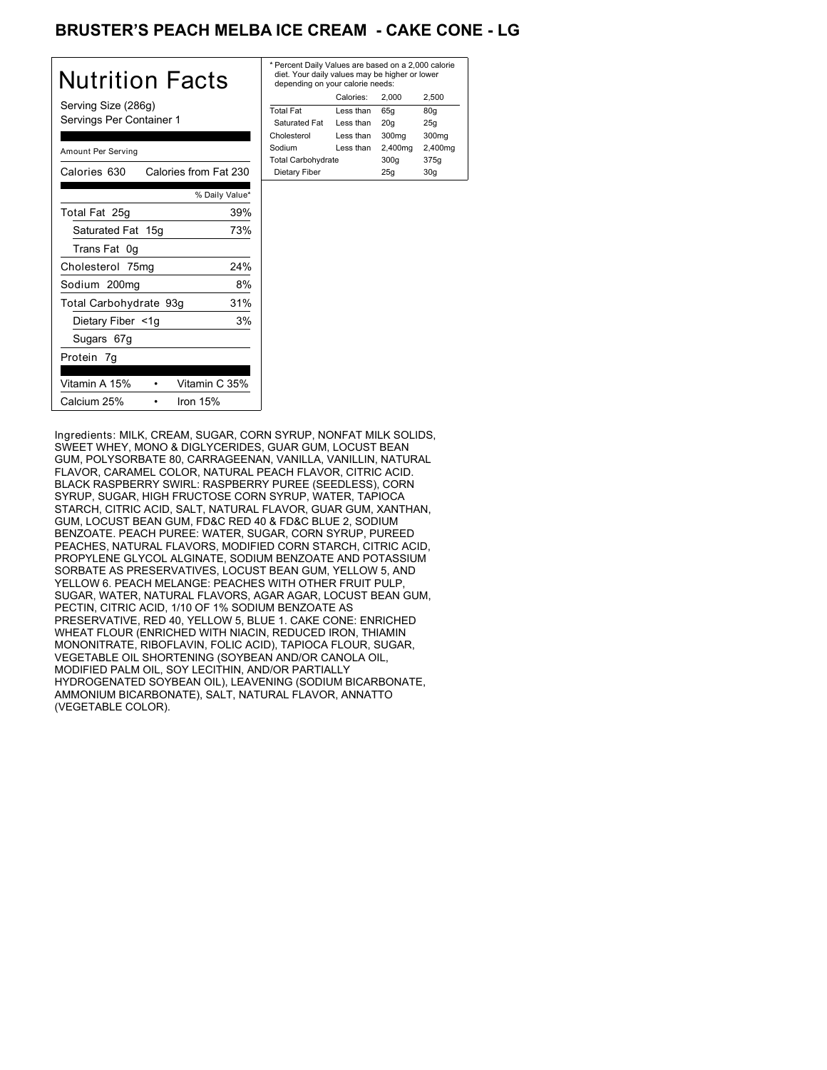# BRUSTER'S PEACH MELBA ICE CREAM - CAKE CONE - LG

## Nutrition Facts

Serving Size (286g)
Servings Per Container 1

Amount Per Serving

| | |
|---|---|
| Calories 630 | Calories from Fat 230 |
| | % Daily Value* |
| Total Fat 25g | 39% |
| Saturated Fat 15g | 73% |
| Trans Fat 0g | |
| Cholesterol 75mg | 24% |
| Sodium 200mg | 8% |
| Total Carbohydrate 93g | 31% |
| Dietary Fiber <1g | 3% |
| Sugars 67g | |
| Protein 7g | |

| | |
|---|---|
| Vitamin A 15% | Vitamin C 35% |
| Calcium 25% | Iron 15% |

* Percent Daily Values are based on a 2,000 calorie diet. Your daily values may be higher or lower depending on your calorie needs:

| | Calories: | 2,000 | 2,500 |
|---|---|---|---|
| Total Fat | Less than | 65g | 80g |
| Saturated Fat | Less than | 20g | 25g |
| Cholesterol | Less than | 300mg | 300mg |
| Sodium | Less than | 2,400mg | 2,400mg |
| Total Carbohydrate | | 300g | 375g |
| Dietary Fiber | | 25g | 30g |

Ingredients: MILK, CREAM, SUGAR, CORN SYRUP, NONFAT MILK SOLIDS, SWEET WHEY, MONO & DIGLYCERIDES, GUAR GUM, LOCUST BEAN GUM, POLYSORBATE 80, CARRAGEENAN, VANILLA, VANILLIN, NATURAL FLAVOR, CARAMEL COLOR, NATURAL PEACH FLAVOR, CITRIC ACID. BLACK RASPBERRY SWIRL: RASPBERRY PUREE (SEEDLESS), CORN SYRUP, SUGAR, HIGH FRUCTOSE CORN SYRUP, WATER, TAPIOCA STARCH, CITRIC ACID, SALT, NATURAL FLAVOR, GUAR GUM, XANTHAN, GUM, LOCUST BEAN GUM, FD&C RED 40 & FD&C BLUE 2, SODIUM BENZOATE. PEACH PUREE: WATER, SUGAR, CORN SYRUP, PUREED PEACHES, NATURAL FLAVORS, MODIFIED CORN STARCH, CITRIC ACID, PROPYLENE GLYCOL ALGINATE, SODIUM BENZOATE AND POTASSIUM SORBATE AS PRESERVATIVES, LOCUST BEAN GUM, YELLOW 5, AND YELLOW 6. PEACH MELANGE: PEACHES WITH OTHER FRUIT PULP, SUGAR, WATER, NATURAL FLAVORS, AGAR AGAR, LOCUST BEAN GUM, PECTIN, CITRIC ACID, 1/10 OF 1% SODIUM BENZOATE AS PRESERVATIVE, RED 40, YELLOW 5, BLUE 1. CAKE CONE: ENRICHED WHEAT FLOUR (ENRICHED WITH NIACIN, REDUCED IRON, THIAMIN MONONITRATE, RIBOFLAVIN, FOLIC ACID), TAPIOCA FLOUR, SUGAR, VEGETABLE OIL SHORTENING (SOYBEAN AND/OR CANOLA OIL, MODIFIED PALM OIL, SOY LECITHIN, AND/OR PARTIALLY HYDROGENATED SOYBEAN OIL), LEAVENING (SODIUM BICARBONATE, AMMONIUM BICARBONATE), SALT, NATURAL FLAVOR, ANNATTO (VEGETABLE COLOR).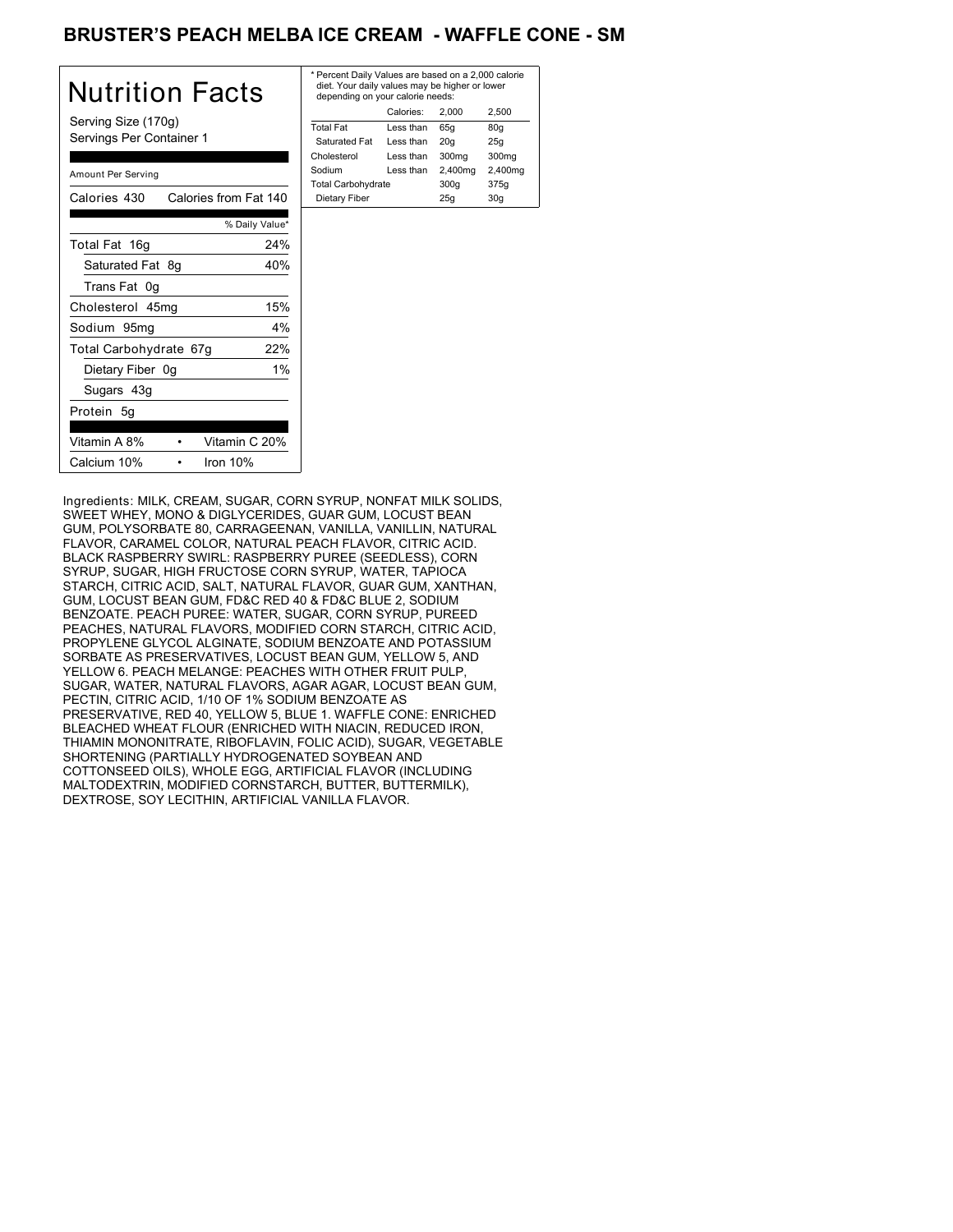# BRUSTER'S PEACH MELBA ICE CREAM - WAFFLE CONE - SM

## Nutrition Facts

Serving Size (170g)
Servings Per Container 1

Amount Per Serving

| Calories 430 | Calories from Fat 140 |
|---|---|
| | % Daily Value* |
| Total Fat 16g | 24% |
| Saturated Fat 8g | 40% |
| Trans Fat 0g | |
| Cholesterol 45mg | 15% |
| Sodium 95mg | 4% |
| Total Carbohydrate 67g | 22% |
| Dietary Fiber 0g | 1% |
| Sugars 43g | |
| Protein 5g | |

| Vitamin A 8% | • | Vitamin C 20% |
|---|---|---|
| Calcium 10% | • | Iron 10% |

* Percent Daily Values are based on a 2,000 calorie diet. Your daily values may be higher or lower depending on your calorie needs:

| | Calories: | 2,000 | 2,500 |
|---|---|---|---|
| Total Fat | Less than | 65g | 80g |
| Saturated Fat | Less than | 20g | 25g |
| Cholesterol | Less than | 300mg | 300mg |
| Sodium | Less than | 2,400mg | 2,400mg |
| Total Carbohydrate | | 300g | 375g |
| Dietary Fiber | | 25g | 30g |

Ingredients: MILK, CREAM, SUGAR, CORN SYRUP, NONFAT MILK SOLIDS, SWEET WHEY, MONO & DIGLYCERIDES, GUAR GUM, LOCUST BEAN GUM, POLYSORBATE 80, CARRAGEENAN, VANILLA, VANILLIN, NATURAL FLAVOR, CARAMEL COLOR, NATURAL PEACH FLAVOR, CITRIC ACID. BLACK RASPBERRY SWIRL: RASPBERRY PUREE (SEEDLESS), CORN SYRUP, SUGAR, HIGH FRUCTOSE CORN SYRUP, WATER, TAPIOCA STARCH, CITRIC ACID, SALT, NATURAL FLAVOR, GUAR GUM, XANTHAN, GUM, LOCUST BEAN GUM, FD&C RED 40 & FD&C BLUE 2, SODIUM BENZOATE. PEACH PUREE: WATER, SUGAR, CORN SYRUP, PUREED PEACHES, NATURAL FLAVORS, MODIFIED CORN STARCH, CITRIC ACID, PROPYLENE GLYCOL ALGINATE, SODIUM BENZOATE AND POTASSIUM SORBATE AS PRESERVATIVES, LOCUST BEAN GUM, YELLOW 5, AND YELLOW 6. PEACH MELANGE: PEACHES WITH OTHER FRUIT PULP, SUGAR, WATER, NATURAL FLAVORS, AGAR AGAR, LOCUST BEAN GUM, PECTIN, CITRIC ACID, 1/10 OF 1% SODIUM BENZOATE AS PRESERVATIVE, RED 40, YELLOW 5, BLUE 1. WAFFLE CONE: ENRICHED BLEACHED WHEAT FLOUR (ENRICHED WITH NIACIN, REDUCED IRON, THIAMIN MONONITRATE, RIBOFLAVIN, FOLIC ACID), SUGAR, VEGETABLE SHORTENING (PARTIALLY HYDROGENATED SOYBEAN AND COTTONSEED OILS), WHOLE EGG, ARTIFICIAL FLAVOR (INCLUDING MALTODEXTRIN, MODIFIED CORNSTARCH, BUTTER, BUTTERMILK), DEXTROSE, SOY LECITHIN, ARTIFICIAL VANILLA FLAVOR.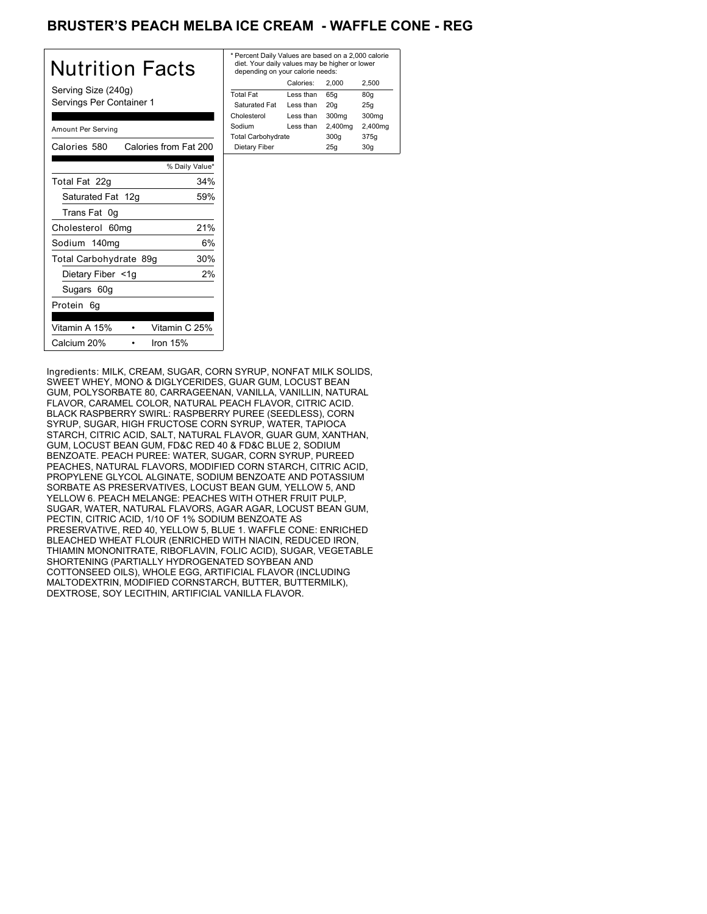# BRUSTER'S PEACH MELBA ICE CREAM - WAFFLE CONE - REG

## Nutrition Facts

Serving Size (240g)
Servings Per Container 1

Amount Per Serving

| | |
|---|---|
| Calories 580 | Calories from Fat 200 |
| | % Daily Value* |
| Total Fat 22g | 34% |
| Saturated Fat 12g | 59% |
| Trans Fat 0g | |
| Cholesterol 60mg | 21% |
| Sodium 140mg | 6% |
| Total Carbohydrate 89g | 30% |
| Dietary Fiber <1g | 2% |
| Sugars 60g | |
| Protein 6g | |

| | |
|---|---|
| Vitamin A 15% | Vitamin C 25% |
| Calcium 20% | Iron 15% |

* Percent Daily Values are based on a 2,000 calorie diet. Your daily values may be higher or lower depending on your calorie needs:

| | Calories: | 2,000 | 2,500 |
|---|---|---|---|
| Total Fat | Less than | 65g | 80g |
| Saturated Fat | Less than | 20g | 25g |
| Cholesterol | Less than | 300mg | 300mg |
| Sodium | Less than | 2,400mg | 2,400mg |
| Total Carbohydrate | | 300g | 375g |
| Dietary Fiber | | 25g | 30g |

Ingredients: MILK, CREAM, SUGAR, CORN SYRUP, NONFAT MILK SOLIDS, SWEET WHEY, MONO & DIGLYCERIDES, GUAR GUM, LOCUST BEAN GUM, POLYSORBATE 80, CARRAGEENAN, VANILLA, VANILLIN, NATURAL FLAVOR, CARAMEL COLOR, NATURAL PEACH FLAVOR, CITRIC ACID. BLACK RASPBERRY SWIRL: RASPBERRY PUREE (SEEDLESS), CORN SYRUP, SUGAR, HIGH FRUCTOSE CORN SYRUP, WATER, TAPIOCA STARCH, CITRIC ACID, SALT, NATURAL FLAVOR, GUAR GUM, XANTHAN, GUM, LOCUST BEAN GUM, FD&C RED 40 & FD&C BLUE 2, SODIUM BENZOATE. PEACH PUREE: WATER, SUGAR, CORN SYRUP, PUREED PEACHES, NATURAL FLAVORS, MODIFIED CORN STARCH, CITRIC ACID, PROPYLENE GLYCOL ALGINATE, SODIUM BENZOATE AND POTASSIUM SORBATE AS PRESERVATIVES, LOCUST BEAN GUM, YELLOW 5, AND YELLOW 6. PEACH MELANGE: PEACHES WITH OTHER FRUIT PULP, SUGAR, WATER, NATURAL FLAVORS, AGAR AGAR, LOCUST BEAN GUM, PECTIN, CITRIC ACID, 1/10 OF 1% SODIUM BENZOATE AS PRESERVATIVE, RED 40, YELLOW 5, BLUE 1. WAFFLE CONE: ENRICHED BLEACHED WHEAT FLOUR (ENRICHED WITH NIACIN, REDUCED IRON, THIAMIN MONONITRATE, RIBOFLAVIN, FOLIC ACID), SUGAR, VEGETABLE SHORTENING (PARTIALLY HYDROGENATED SOYBEAN AND COTTONSEED OILS), WHOLE EGG, ARTIFICIAL FLAVOR (INCLUDING MALTODEXTRIN, MODIFIED CORNSTARCH, BUTTER, BUTTERMILK), DEXTROSE, SOY LECITHIN, ARTIFICIAL VANILLA FLAVOR.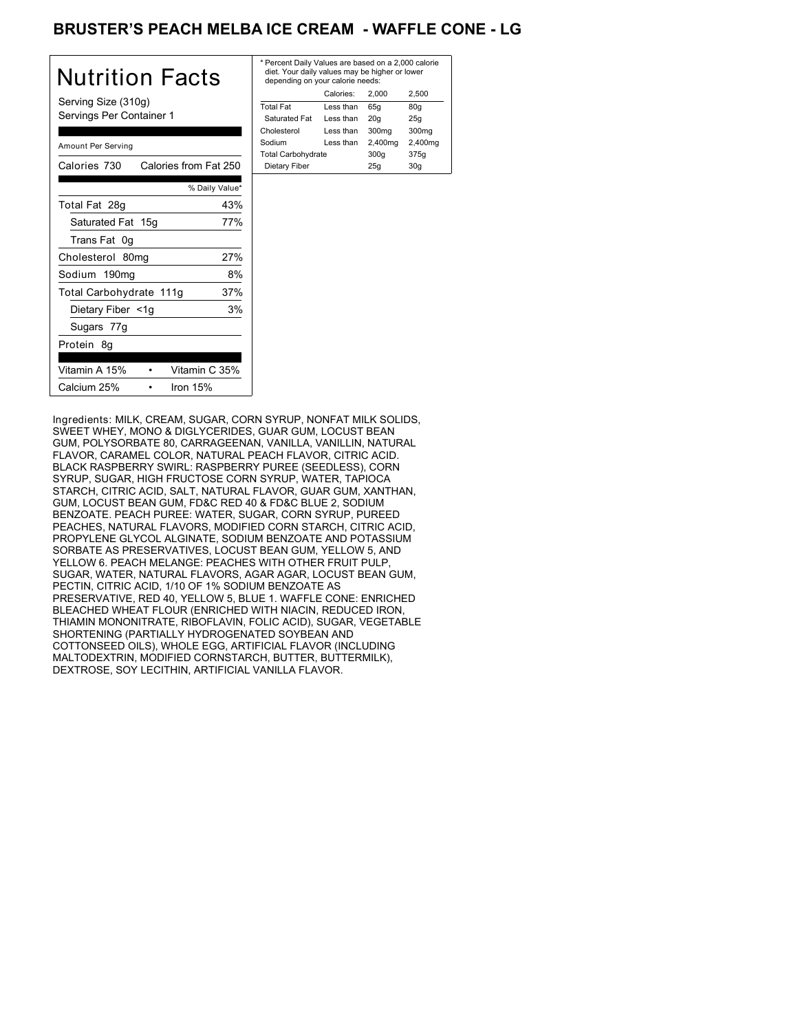# BRUSTER'S PEACH MELBA ICE CREAM - WAFFLE CONE - LG

## Nutrition Facts

Serving Size (310g)
Servings Per Container 1

| Amount Per Serving | |
|---|---|
| Calories 730 | Calories from Fat 250 |
| | % Daily Value* |
| Total Fat 28g | 43% |
| Saturated Fat 15g | 77% |
| Trans Fat 0g | |
| Cholesterol 80mg | 27% |
| Sodium 190mg | 8% |
| Total Carbohydrate 111g | 37% |
| Dietary Fiber <1g | 3% |
| Sugars 77g | |
| Protein 8g | |
| Vitamin A 15% | Vitamin C 35% |
| Calcium 25% | Iron 15% |

* Percent Daily Values are based on a 2,000 calorie diet. Your daily values may be higher or lower depending on your calorie needs:

| | | | |
|---|---|---|---|
| | Calories: | 2,000 | 2,500 |
| Total Fat | Less than | 65g | 80g |
| Saturated Fat | Less than | 20g | 25g |
| Cholesterol | Less than | 300mg | 300mg |
| Sodium | Less than | 2,400mg | 2,400mg |
| Total Carbohydrate | | 300g | 375g |
| Dietary Fiber | | 25g | 30g |

Ingredients: MILK, CREAM, SUGAR, CORN SYRUP, NONFAT MILK SOLIDS, SWEET WHEY, MONO & DIGLYCERIDES, GUAR GUM, LOCUST BEAN GUM, POLYSORBATE 80, CARRAGEENAN, VANILLA, VANILLIN, NATURAL FLAVOR, CARAMEL COLOR, NATURAL PEACH FLAVOR, CITRIC ACID. BLACK RASPBERRY SWIRL: RASPBERRY PUREE (SEEDLESS), CORN SYRUP, SUGAR, HIGH FRUCTOSE CORN SYRUP, WATER, TAPIOCA STARCH, CITRIC ACID, SALT, NATURAL FLAVOR, GUAR GUM, XANTHAN, GUM, LOCUST BEAN GUM, FD&C RED 40 & FD&C BLUE 2, SODIUM BENZOATE. PEACH PUREE: WATER, SUGAR, CORN SYRUP, PUREED PEACHES, NATURAL FLAVORS, MODIFIED CORN STARCH, CITRIC ACID, PROPYLENE GLYCOL ALGINATE, SODIUM BENZOATE AND POTASSIUM SORBATE AS PRESERVATIVES, LOCUST BEAN GUM, YELLOW 5, AND YELLOW 6. PEACH MELANGE: PEACHES WITH OTHER FRUIT PULP, SUGAR, WATER, NATURAL FLAVORS, AGAR AGAR, LOCUST BEAN GUM, PECTIN, CITRIC ACID, 1/10 OF 1% SODIUM BENZOATE AS PRESERVATIVE, RED 40, YELLOW 5, BLUE 1. WAFFLE CONE: ENRICHED BLEACHED WHEAT FLOUR (ENRICHED WITH NIACIN, REDUCED IRON, THIAMIN MONONITRATE, RIBOFLAVIN, FOLIC ACID), SUGAR, VEGETABLE SHORTENING (PARTIALLY HYDROGENATED SOYBEAN AND COTTONSEED OILS), WHOLE EGG, ARTIFICIAL FLAVOR (INCLUDING MALTODEXTRIN, MODIFIED CORNSTARCH, BUTTER, BUTTERMILK), DEXTROSE, SOY LECITHIN, ARTIFICIAL VANILLA FLAVOR.